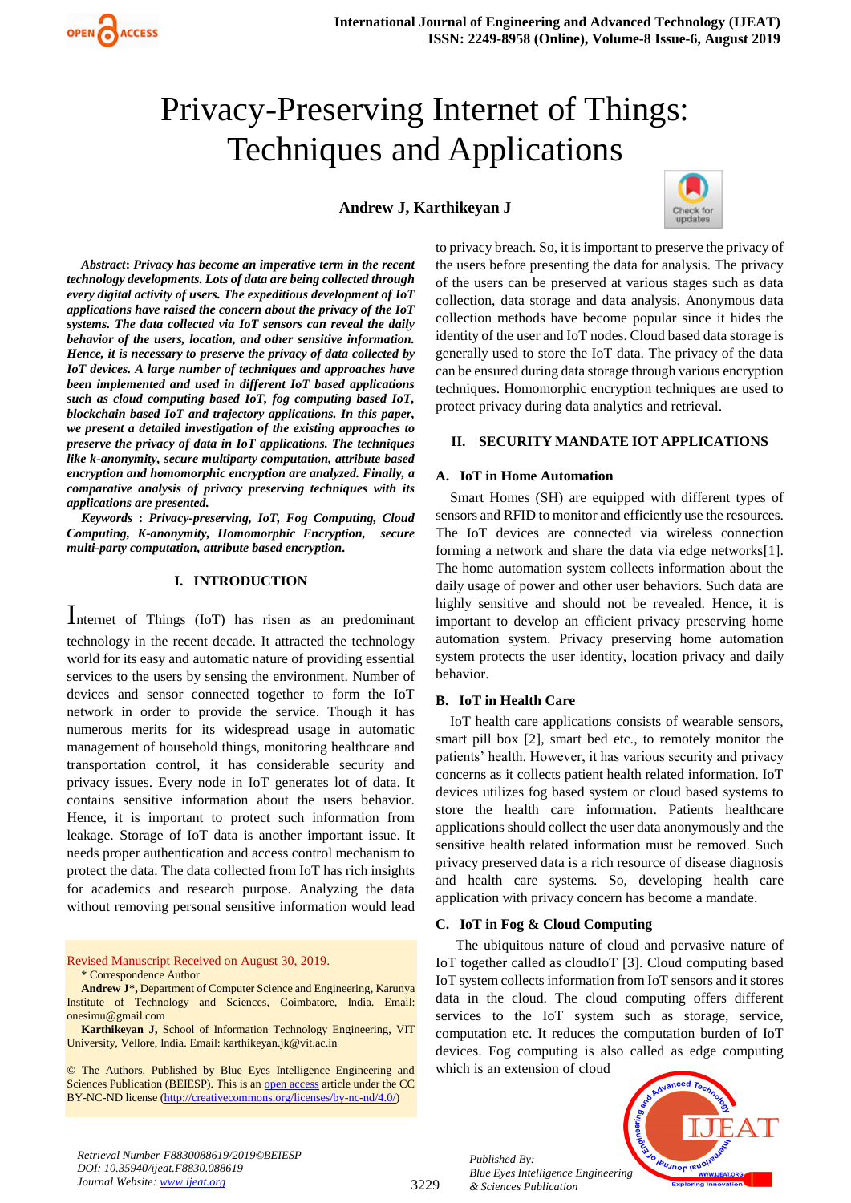# Privacy-Preserving Internet of Things: Techniques and Applications

**Andrew J, Karthikeyan J**

***Abstract*****:** ***Privacy has become an imperative term in the recent technology developments. Lots of data are being collected through every digital activity of users. The expeditious development of IoT applications have raised the concern about the privacy of the IoT systems. The data collected via IoT sensors can reveal the daily behavior of the users, location, and other sensitive information. Hence, it is necessary to preserve the privacy of data collected by IoT devices. A large number of techniques and approaches have been implemented and used in different IoT based applications such as cloud computing based IoT, fog computing based IoT, blockchain based IoT and trajectory applications. In this paper, we present a detailed investigation of the existing approaches to preserve the privacy of data in IoT applications. The techniques like k-anonymity, secure multiparty computation, attribute based encryption and homomorphic encryption are analyzed. Finally, a comparative analysis of privacy preserving techniques with its applications are presented.***

***Keywords*** **:** ***Privacy-preserving, IoT, Fog Computing, Cloud Computing, K-anonymity, Homomorphic Encryption, secure multi-party computation, attribute based encryption.***

## I. INTRODUCTION

Internet of Things (IoT) has risen as an predominant technology in the recent decade. It attracted the technology world for its easy and automatic nature of providing essential services to the users by sensing the environment. Number of devices and sensor connected together to form the IoT network in order to provide the service. Though it has numerous merits for its widespread usage in automatic management of household things, monitoring healthcare and transportation control, it has considerable security and privacy issues. Every node in IoT generates lot of data. It contains sensitive information about the users behavior. Hence, it is important to protect such information from leakage. Storage of IoT data is another important issue. It needs proper authentication and access control mechanism to protect the data. The data collected from IoT has rich insights for academics and research purpose. Analyzing the data without removing personal sensitive information would lead to privacy breach. So, it is important to preserve the privacy of the users before presenting the data for analysis. The privacy of the users can be preserved at various stages such as data collection, data storage and data analysis. Anonymous data collection methods have become popular since it hides the identity of the user and IoT nodes. Cloud based data storage is generally used to store the IoT data. The privacy of the data can be ensured during data storage through various encryption techniques. Homomorphic encryption techniques are used to protect privacy during data analytics and retrieval.

## II. SECURITY MANDATE IOT APPLICATIONS

### A. IoT in Home Automation

Smart Homes (SH) are equipped with different types of sensors and RFID to monitor and efficiently use the resources. The IoT devices are connected via wireless connection forming a network and share the data via edge networks[1]. The home automation system collects information about the daily usage of power and other user behaviors. Such data are highly sensitive and should not be revealed. Hence, it is important to develop an efficient privacy preserving home automation system. Privacy preserving home automation system protects the user identity, location privacy and daily behavior.

### B. IoT in Health Care

IoT health care applications consists of wearable sensors, smart pill box [2], smart bed etc., to remotely monitor the patients' health. However, it has various security and privacy concerns as it collects patient health related information. IoT devices utilizes fog based system or cloud based systems to store the health care information. Patients healthcare applications should collect the user data anonymously and the sensitive health related information must be removed. Such privacy preserved data is a rich resource of disease diagnosis and health care systems. So, developing health care application with privacy concern has become a mandate.

### C. IoT in Fog & Cloud Computing

The ubiquitous nature of cloud and pervasive nature of IoT together called as cloudIoT [3]. Cloud computing based IoT system collects information from IoT sensors and it stores data in the cloud. The cloud computing offers different services to the IoT system such as storage, service, computation etc. It reduces the computation burden of IoT devices. Fog computing is also called as edge computing which is an extension of cloud

---

Revised Manuscript Received on August 30, 2019.

\* Correspondence Author

**Andrew J\***, Department of Computer Science and Engineering, Karunya Institute of Technology and Sciences, Coimbatore, India. Email: onesimu@gmail.com

**Karthikeyan J**, School of Information Technology Engineering, VIT University, Vellore, India. Email: karthikeyan.jk@vit.ac.in

© The Authors. Published by Blue Eyes Intelligence Engineering and Sciences Publication (BEIESP). This is an open access article under the CC BY-NC-ND license (http://creativecommons.org/licenses/by-nc-nd/4.0/)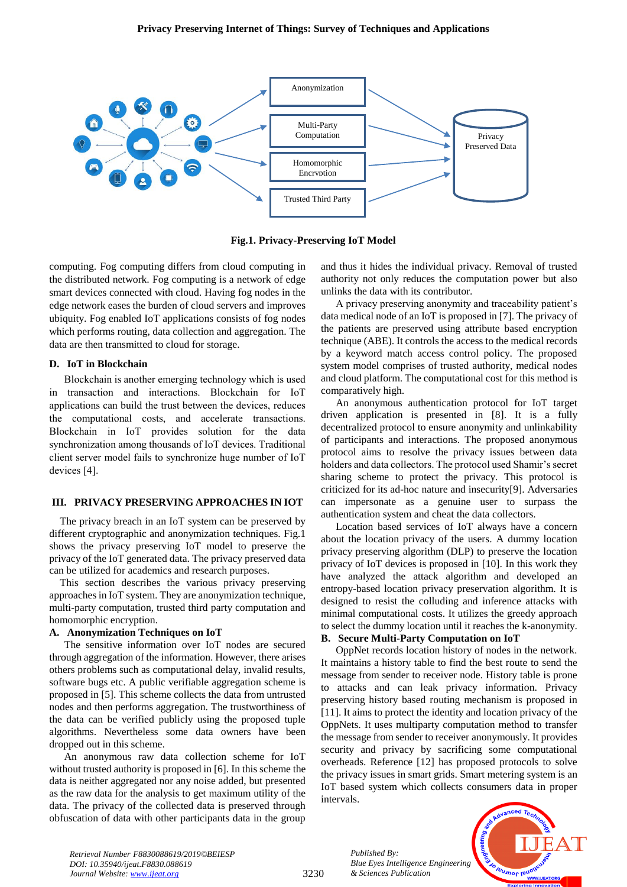Fig.1. Privacy-Preserving IoT Model

computing. Fog computing differs from cloud computing in the distributed network. Fog computing is a network of edge smart devices connected with cloud. Having fog nodes in the edge network eases the burden of cloud servers and improves ubiquity. Fog enabled IoT applications consists of fog nodes which performs routing, data collection and aggregation. The data are then transmitted to cloud for storage.

### D. IoT in Blockchain

Blockchain is another emerging technology which is used in transaction and interactions. Blockchain for IoT applications can build the trust between the devices, reduces the computational costs, and accelerate transactions. Blockchain in IoT provides solution for the data synchronization among thousands of IoT devices. Traditional client server model fails to synchronize huge number of IoT devices [4].

## III. PRIVACY PRESERVING APPROACHES IN IOT

The privacy breach in an IoT system can be preserved by different cryptographic and anonymization techniques. Fig.1 shows the privacy preserving IoT model to preserve the privacy of the IoT generated data. The privacy preserved data can be utilized for academics and research purposes.

This section describes the various privacy preserving approaches in IoT system. They are anonymization technique, multi-party computation, trusted third party computation and homomorphic encryption.

### A. Anonymization Techniques on IoT

The sensitive information over IoT nodes are secured through aggregation of the information. However, there arises others problems such as computational delay, invalid results, software bugs etc. A public verifiable aggregation scheme is proposed in [5]. This scheme collects the data from untrusted nodes and then performs aggregation. The trustworthiness of the data can be verified publicly using the proposed tuple algorithms. Nevertheless some data owners have been dropped out in this scheme.

An anonymous raw data collection scheme for IoT without trusted authority is proposed in [6]. In this scheme the data is neither aggregated nor any noise added, but presented as the raw data for the analysis to get maximum utility of the data. The privacy of the collected data is preserved through obfuscation of data with other participants data in the group and thus it hides the individual privacy. Removal of trusted authority not only reduces the computation power but also unlinks the data with its contributor.

A privacy preserving anonymity and traceability patient's data medical node of an IoT is proposed in [7]. The privacy of the patients are preserved using attribute based encryption technique (ABE). It controls the access to the medical records by a keyword match access control policy. The proposed system model comprises of trusted authority, medical nodes and cloud platform. The computational cost for this method is comparatively high.

An anonymous authentication protocol for IoT target driven application is presented in [8]. It is a fully decentralized protocol to ensure anonymity and unlinkability of participants and interactions. The proposed anonymous protocol aims to resolve the privacy issues between data holders and data collectors. The protocol used Shamir's secret sharing scheme to protect the privacy. This protocol is criticized for its ad-hoc nature and insecurity[9]. Adversaries can impersonate as a genuine user to surpass the authentication system and cheat the data collectors.

Location based services of IoT always have a concern about the location privacy of the users. A dummy location privacy preserving algorithm (DLP) to preserve the location privacy of IoT devices is proposed in [10]. In this work they have analyzed the attack algorithm and developed an entropy-based location privacy preservation algorithm. It is designed to resist the colluding and inference attacks with minimal computational costs. It utilizes the greedy approach to select the dummy location until it reaches the k-anonymity.

### B. Secure Multi-Party Computation on IoT

OppNet records location history of nodes in the network. It maintains a history table to find the best route to send the message from sender to receiver node. History table is prone to attacks and can leak privacy information. Privacy preserving history based routing mechanism is proposed in [11]. It aims to protect the identity and location privacy of the OppNets. It uses multiparty computation method to transfer the message from sender to receiver anonymously. It provides security and privacy by sacrificing some computational overheads. Reference [12] has proposed protocols to solve the privacy issues in smart grids. Smart metering system is an IoT based system which collects consumers data in proper intervals.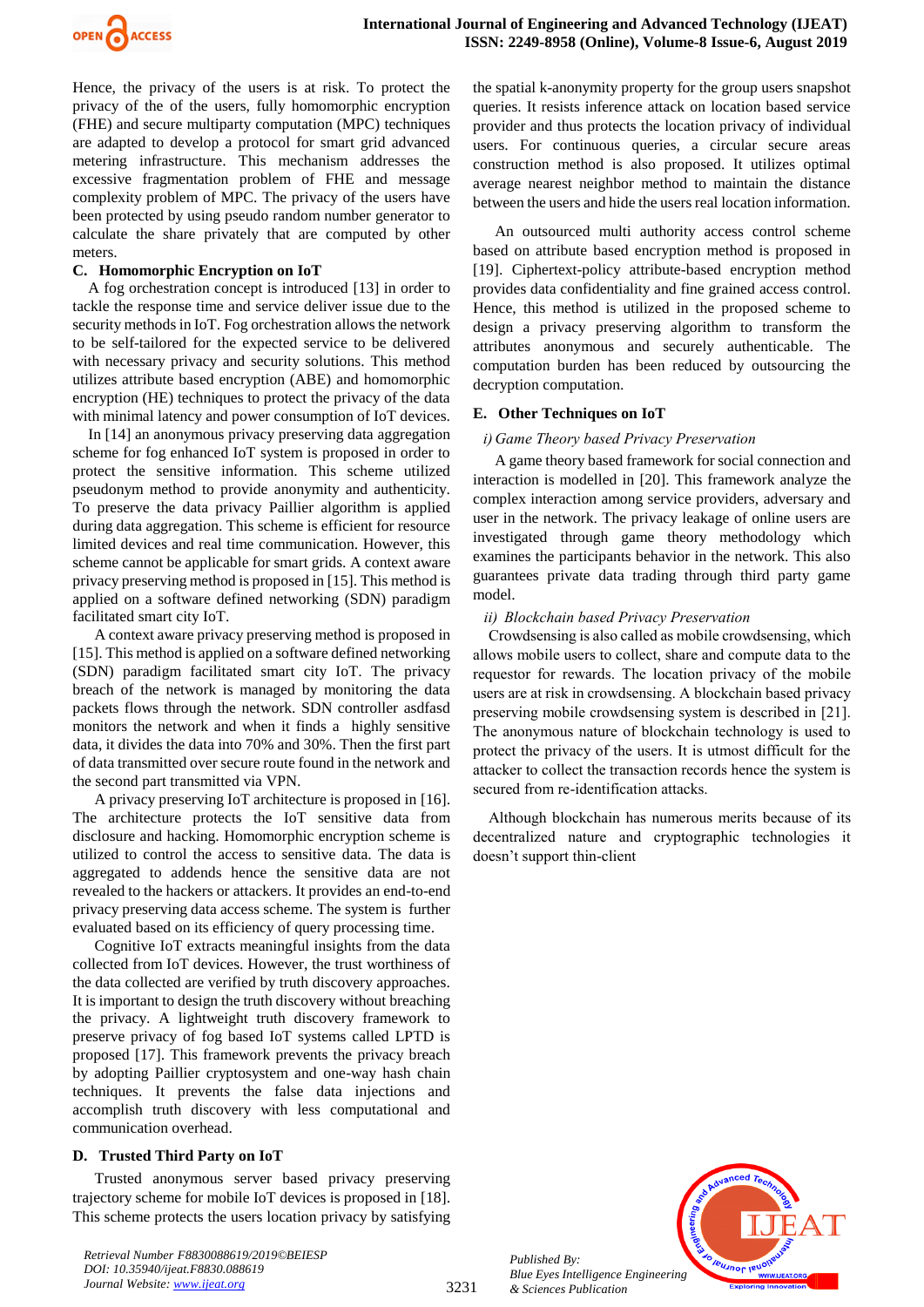Hence, the privacy of the users is at risk. To protect the privacy of the of the users, fully homomorphic encryption (FHE) and secure multiparty computation (MPC) techniques are adapted to develop a protocol for smart grid advanced metering infrastructure. This mechanism addresses the excessive fragmentation problem of FHE and message complexity problem of MPC. The privacy of the users have been protected by using pseudo random number generator to calculate the share privately that are computed by other meters.

### C. Homomorphic Encryption on IoT

A fog orchestration concept is introduced [13] in order to tackle the response time and service deliver issue due to the security methods in IoT. Fog orchestration allows the network to be self-tailored for the expected service to be delivered with necessary privacy and security solutions. This method utilizes attribute based encryption (ABE) and homomorphic encryption (HE) techniques to protect the privacy of the data with minimal latency and power consumption of IoT devices.

In [14] an anonymous privacy preserving data aggregation scheme for fog enhanced IoT system is proposed in order to protect the sensitive information. This scheme utilized pseudonym method to provide anonymity and authenticity. To preserve the data privacy Paillier algorithm is applied during data aggregation. This scheme is efficient for resource limited devices and real time communication. However, this scheme cannot be applicable for smart grids. A context aware privacy preserving method is proposed in [15]. This method is applied on a software defined networking (SDN) paradigm facilitated smart city IoT.

A context aware privacy preserving method is proposed in [15]. This method is applied on a software defined networking (SDN) paradigm facilitated smart city IoT. The privacy breach of the network is managed by monitoring the data packets flows through the network. SDN controller asdfasd monitors the network and when it finds a highly sensitive data, it divides the data into 70% and 30%. Then the first part of data transmitted over secure route found in the network and the second part transmitted via VPN.

A privacy preserving IoT architecture is proposed in [16]. The architecture protects the IoT sensitive data from disclosure and hacking. Homomorphic encryption scheme is utilized to control the access to sensitive data. The data is aggregated to addends hence the sensitive data are not revealed to the hackers or attackers. It provides an end-to-end privacy preserving data access scheme. The system is further evaluated based on its efficiency of query processing time.

Cognitive IoT extracts meaningful insights from the data collected from IoT devices. However, the trust worthiness of the data collected are verified by truth discovery approaches. It is important to design the truth discovery without breaching the privacy. A lightweight truth discovery framework to preserve privacy of fog based IoT systems called LPTD is proposed [17]. This framework prevents the privacy breach by adopting Paillier cryptosystem and one-way hash chain techniques. It prevents the false data injections and accomplish truth discovery with less computational and communication overhead.

### D. Trusted Third Party on IoT

Trusted anonymous server based privacy preserving trajectory scheme for mobile IoT devices is proposed in [18]. This scheme protects the users location privacy by satisfying the spatial k-anonymity property for the group users snapshot queries. It resists inference attack on location based service provider and thus protects the location privacy of individual users. For continuous queries, a circular secure areas construction method is also proposed. It utilizes optimal average nearest neighbor method to maintain the distance between the users and hide the users real location information.

An outsourced multi authority access control scheme based on attribute based encryption method is proposed in [19]. Ciphertext-policy attribute-based encryption method provides data confidentiality and fine grained access control. Hence, this method is utilized in the proposed scheme to design a privacy preserving algorithm to transform the attributes anonymous and securely authenticable. The computation burden has been reduced by outsourcing the decryption computation.

### E. Other Techniques on IoT

*i) Game Theory based Privacy Preservation*

A game theory based framework for social connection and interaction is modelled in [20]. This framework analyze the complex interaction among service providers, adversary and user in the network. The privacy leakage of online users are investigated through game theory methodology which examines the participants behavior in the network. This also guarantees private data trading through third party game model.

*ii) Blockchain based Privacy Preservation*

Crowdsensing is also called as mobile crowdsensing, which allows mobile users to collect, share and compute data to the requestor for rewards. The location privacy of the mobile users are at risk in crowdsensing. A blockchain based privacy preserving mobile crowdsensing system is described in [21]. The anonymous nature of blockchain technology is used to protect the privacy of the users. It is utmost difficult for the attacker to collect the transaction records hence the system is secured from re-identification attacks.

Although blockchain has numerous merits because of its decentralized nature and cryptographic technologies it doesn't support thin-client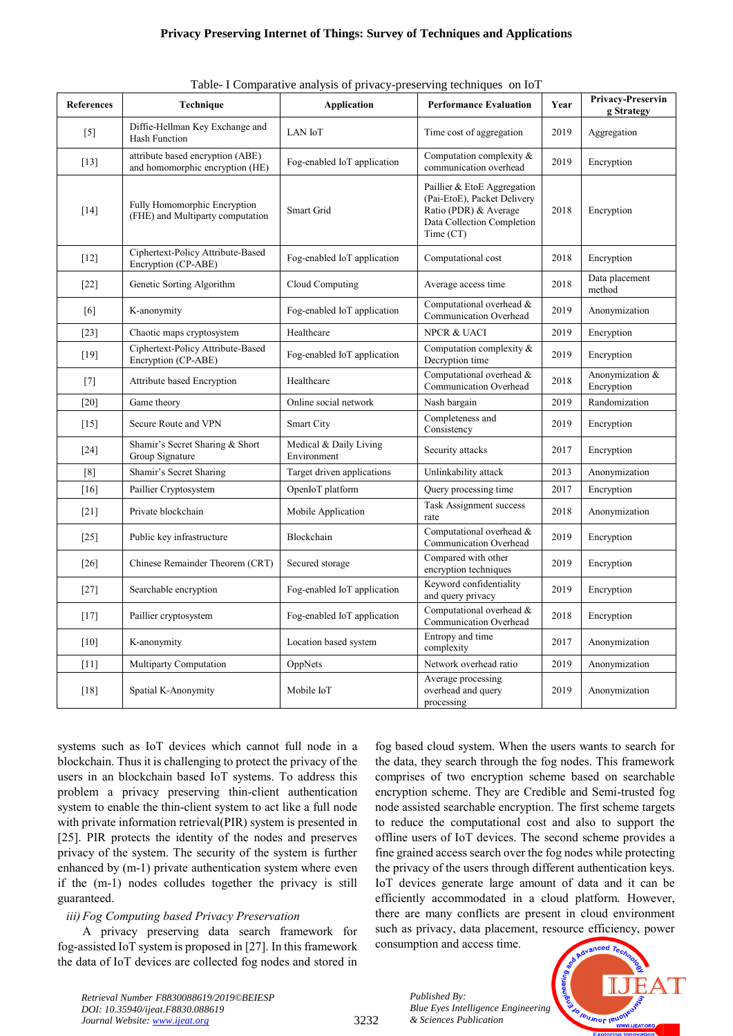Table- I Comparative analysis of privacy-preserving techniques on IoT

| References | Technique | Application | Performance Evaluation | Year | Privacy-Preserving Strategy |
|---|---|---|---|---|---|
| [5] | Diffie-Hellman Key Exchange and Hash Function | LAN IoT | Time cost of aggregation | 2019 | Aggregation |
| [13] | attribute based encryption (ABE) and homomorphic encryption (HE) | Fog-enabled IoT application | Computation complexity & communication overhead | 2019 | Encryption |
| [14] | Fully Homomorphic Encryption (FHE) and Multiparty computation | Smart Grid | Paillier & EtoE Aggregation (Pai-EtoE), Packet Delivery Ratio (PDR) & Average Data Collection Completion Time (CT) | 2018 | Encryption |
| [12] | Ciphertext-Policy Attribute-Based Encryption (CP-ABE) | Fog-enabled IoT application | Computational cost | 2018 | Encryption |
| [22] | Genetic Sorting Algorithm | Cloud Computing | Average access time | 2018 | Data placement method |
| [6] | K-anonymity | Fog-enabled IoT application | Computational overhead & Communication Overhead | 2019 | Anonymization |
| [23] | Chaotic maps cryptosystem | Healthcare | NPCR & UACI | 2019 | Encryption |
| [19] | Ciphertext-Policy Attribute-Based Encryption (CP-ABE) | Fog-enabled IoT application | Computation complexity & Decryption time | 2019 | Encryption |
| [7] | Attribute based Encryption | Healthcare | Computational overhead & Communication Overhead | 2018 | Anonymization & Encryption |
| [20] | Game theory | Online social network | Nash bargain | 2019 | Randomization |
| [15] | Secure Route and VPN | Smart City | Completeness and Consistency | 2019 | Encryption |
| [24] | Shamir's Secret Sharing & Short Group Signature | Medical & Daily Living Environment | Security attacks | 2017 | Encryption |
| [8] | Shamir's Secret Sharing | Target driven applications | Unlinkability attack | 2013 | Anonymization |
| [16] | Paillier Cryptosystem | OpenIoT platform | Query processing time | 2017 | Encryption |
| [21] | Private blockchain | Mobile Application | Task Assignment success rate | 2018 | Anonymization |
| [25] | Public key infrastructure | Blockchain | Computational overhead & Communication Overhead | 2019 | Encryption |
| [26] | Chinese Remainder Theorem (CRT) | Secured storage | Compared with other encryption techniques | 2019 | Encryption |
| [27] | Searchable encryption | Fog-enabled IoT application | Keyword confidentiality and query privacy | 2019 | Encryption |
| [17] | Paillier cryptosystem | Fog-enabled IoT application | Computational overhead & Communication Overhead | 2018 | Encryption |
| [10] | K-anonymity | Location based system | Entropy and time complexity | 2017 | Anonymization |
| [11] | Multiparty Computation | OppNets | Network overhead ratio | 2019 | Anonymization |
| [18] | Spatial K-Anonymity | Mobile IoT | Average processing overhead and query processing | 2019 | Anonymization |

systems such as IoT devices which cannot full node in a blockchain. Thus it is challenging to protect the privacy of the users in an blockchain based IoT systems. To address this problem a privacy preserving thin-client authentication system to enable the thin-client system to act like a full node with private information retrieval(PIR) system is presented in [25]. PIR protects the identity of the nodes and preserves privacy of the system. The security of the system is further enhanced by (m-1) private authentication system where even if the (m-1) nodes colludes together the privacy is still guaranteed.

*iii) Fog Computing based Privacy Preservation*

A privacy preserving data search framework for fog-assisted IoT system is proposed in [27]. In this framework the data of IoT devices are collected fog nodes and stored in fog based cloud system. When the users wants to search for the data, they search through the fog nodes. This framework comprises of two encryption scheme based on searchable encryption scheme. They are Credible and Semi-trusted fog node assisted searchable encryption. The first scheme targets to reduce the computational cost and also to support the offline users of IoT devices. The second scheme provides a fine grained access search over the fog nodes while protecting the privacy of the users through different authentication keys. IoT devices generate large amount of data and it can be efficiently accommodated in a cloud platform. However, there are many conflicts are present in cloud environment such as privacy, data placement, resource efficiency, power consumption and access time.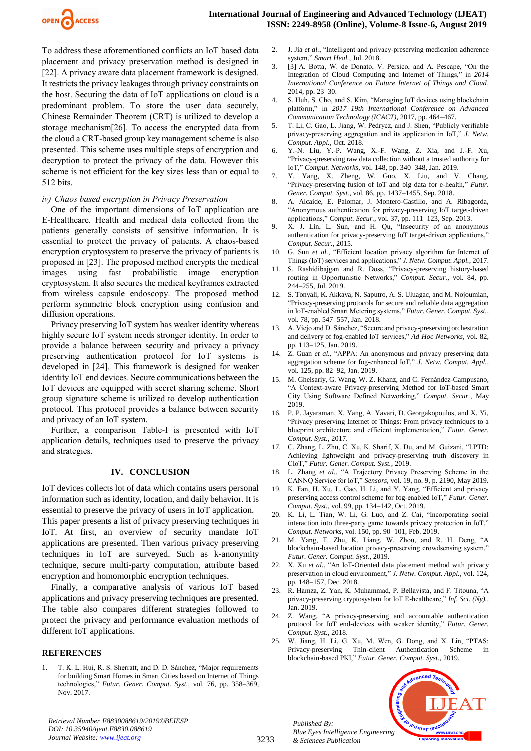To address these aforementioned conflicts an IoT based data placement and privacy preservation method is designed in [22]. A privacy aware data placement framework is designed. It restricts the privacy leakages through privacy constraints on the host. Securing the data of IoT applications on cloud is a predominant problem. To store the user data securely, Chinese Remainder Theorem (CRT) is utilized to develop a storage mechanism[26]. To access the encrypted data from the cloud a CRT-based group key management scheme is also presented. This scheme uses multiple steps of encryption and decryption to protect the privacy of the data. However this scheme is not efficient for the key sizes less than or equal to 512 bits.

*iv) Chaos based encryption in Privacy Preservation*

One of the important dimensions of IoT application are E-Healthcare. Health and medical data collected from the patients generally consists of sensitive information. It is essential to protect the privacy of patients. A chaos-based encryption cryptosystem to preserve the privacy of patients is proposed in [23]. The proposed method encrypts the medical images using fast probabilistic image encryption cryptosystem. It also secures the medical keyframes extracted from wireless capsule endoscopy. The proposed method perform symmetric block encryption using confusion and diffusion operations.

Privacy preserving IoT system has weaker identity whereas highly secure IoT system needs stronger identity. In order to provide a balance between security and privacy a privacy preserving authentication protocol for IoT systems is developed in [24]. This framework is designed for weaker identity IoT end devices. Secure communications between the IoT devices are equipped with secret sharing scheme. Short group signature scheme is utilized to develop authentication protocol. This protocol provides a balance between security and privacy of an IoT system.

Further, a comparison Table-I is presented with IoT application details, techniques used to preserve the privacy and strategies.

## IV. CONCLUSION

IoT devices collects lot of data which contains users personal information such as identity, location, and daily behavior. It is essential to preserve the privacy of users in IoT application. This paper presents a list of privacy preserving techniques in IoT. At first, an overview of security mandate IoT applications are presented. Then various privacy preserving techniques in IoT are surveyed. Such as k-anonymity technique, secure multi-party computation, attribute based encryption and homomorphic encryption techniques.

Finally, a comparative analysis of various IoT based applications and privacy preserving techniques are presented. The table also compares different strategies followed to protect the privacy and performance evaluation methods of different IoT applications.

## REFERENCES

1. T. K. L. Hui, R. S. Sherratt, and D. D. Sánchez, "Major requirements for building Smart Homes in Smart Cities based on Internet of Things technologies," *Futur. Gener. Comput. Syst.*, vol. 76, pp. 358–369, Nov. 2017.
2. J. Jia *et al.*, "Intelligent and privacy-preserving medication adherence system," *Smart Heal.*, Jul. 2018.
3. [3] A. Botta, W. de Donato, V. Persico, and A. Pescape, "On the Integration of Cloud Computing and Internet of Things," in *2014 International Conference on Future Internet of Things and Cloud*, 2014, pp. 23–30.
4. S. Huh, S. Cho, and S. Kim, "Managing IoT devices using blockchain platform," in *2017 19th International Conference on Advanced Communication Technology (ICACT)*, 2017, pp. 464–467.
5. T. Li, C. Gao, L. Jiang, W. Pedrycz, and J. Shen, "Publicly verifiable privacy-preserving aggregation and its application in IoT," *J. Netw. Comput. Appl.*, Oct. 2018.
6. Y.-N. Liu, Y.-P. Wang, X.-F. Wang, Z. Xia, and J.-F. Xu, "Privacy-preserving raw data collection without a trusted authority for IoT," *Comput. Networks*, vol. 148, pp. 340–348, Jan. 2019.
7. Y. Yang, X. Zheng, W. Guo, X. Liu, and V. Chang, "Privacy-preserving fusion of IoT and big data for e-health," *Futur. Gener. Comput. Syst.*, vol. 86, pp. 1437–1455, Sep. 2018.
8. A. Alcaide, E. Palomar, J. Montero-Castillo, and A. Ribagorda, "Anonymous authentication for privacy-preserving IoT target-driven applications," *Comput. Secur.*, vol. 37, pp. 111–123, Sep. 2013.
9. X. J. Lin, L. Sun, and H. Qu, "Insecurity of an anonymous authentication for privacy-preserving IoT target-driven applications," *Comput. Secur.*, 2015.
10. G. Sun *et al.*, "Efficient location privacy algorithm for Internet of Things (IoT) services and applications," *J. Netw. Comput. Appl.*, 2017.
11. S. Rashidibajgan and R. Doss, "Privacy-preserving history-based routing in Opportunistic Networks," *Comput. Secur.*, vol. 84, pp. 244–255, Jul. 2019.
12. S. Tonyali, K. Akkaya, N. Saputro, A. S. Uluagac, and M. Nojoumian, "Privacy-preserving protocols for secure and reliable data aggregation in IoT-enabled Smart Metering systems," *Futur. Gener. Comput. Syst.*, vol. 78, pp. 547–557, Jan. 2018.
13. A. Viejo and D. Sánchez, "Secure and privacy-preserving orchestration and delivery of fog-enabled IoT services," *Ad Hoc Networks*, vol. 82, pp. 113–125, Jan. 2019.
14. Z. Guan *et al.*, "APPA: An anonymous and privacy preserving data aggregation scheme for fog-enhanced IoT," *J. Netw. Comput. Appl.*, vol. 125, pp. 82–92, Jan. 2019.
15. M. Gheisariy, G. Wang, W. Z. Khanz, and C. Fernández-Campusano, "A Context-aware Privacy-preserving Method for IoT-based Smart City Using Software Defined Networking," *Comput. Secur.*, May 2019.
16. P. P. Jayaraman, X. Yang, A. Yavari, D. Georgakopoulos, and X. Yi, "Privacy preserving Internet of Things: From privacy techniques to a blueprint architecture and efficient implementation," *Futur. Gener. Comput. Syst.*, 2017.
17. C. Zhang, L. Zhu, C. Xu, K. Sharif, X. Du, and M. Guizani, "LPTD: Achieving lightweight and privacy-preserving truth discovery in CIoT," *Futur. Gener. Comput. Syst.*, 2019.
18. L. Zhang *et al.*, "A Trajectory Privacy Preserving Scheme in the CANNQ Service for IoT," *Sensors*, vol. 19, no. 9, p. 2190, May 2019.
19. K. Fan, H. Xu, L. Gao, H. Li, and Y. Yang, "Efficient and privacy preserving access control scheme for fog-enabled IoT," *Futur. Gener. Comput. Syst.*, vol. 99, pp. 134–142, Oct. 2019.
20. K. Li, L. Tian, W. Li, G. Luo, and Z. Cai, "Incorporating social interaction into three-party game towards privacy protection in IoT," *Comput. Networks*, vol. 150, pp. 90–101, Feb. 2019.
21. M. Yang, T. Zhu, K. Liang, W. Zhou, and R. H. Deng, "A blockchain-based location privacy-preserving crowdsensing system," *Futur. Gener. Comput. Syst.*, 2019.
22. X. Xu *et al.*, "An IoT-Oriented data placement method with privacy preservation in cloud environment," *J. Netw. Comput. Appl.*, vol. 124, pp. 148–157, Dec. 2018.
23. R. Hamza, Z. Yan, K. Muhammad, P. Bellavista, and F. Titouna, "A privacy-preserving cryptosystem for IoT E-healthcare," *Inf. Sci. (Ny).*, Jan. 2019.
24. Z. Wang, "A privacy-preserving and accountable authentication protocol for IoT end-devices with weaker identity," *Futur. Gener. Comput. Syst.*, 2018.
25. W. Jiang, H. Li, G. Xu, M. Wen, G. Dong, and X. Lin, "PTAS: Privacy-preserving Thin-client Authentication Scheme in blockchain-based PKI," *Futur. Gener. Comput. Syst.*, 2019.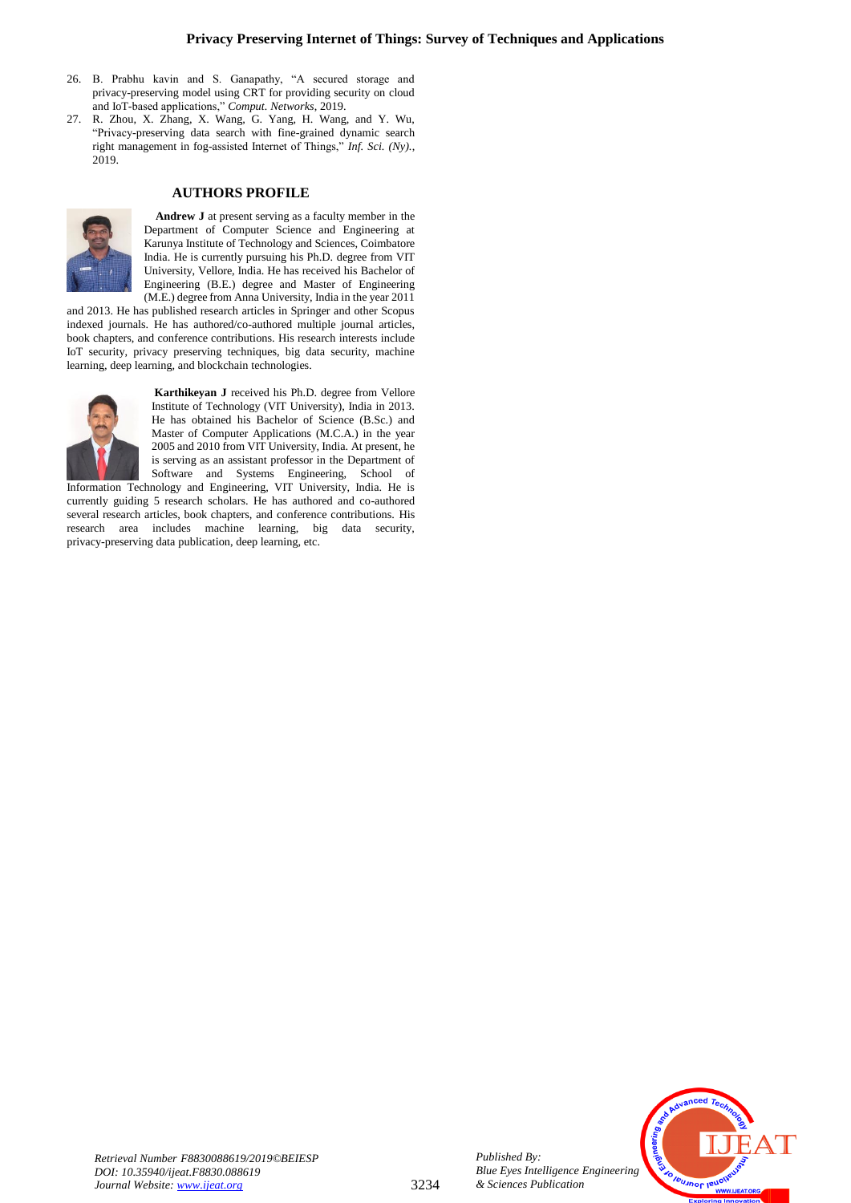26. B. Prabhu kavin and S. Ganapathy, "A secured storage and privacy-preserving model using CRT for providing security on cloud and IoT-based applications," *Comput. Networks*, 2019.
27. R. Zhou, X. Zhang, X. Wang, G. Yang, H. Wang, and Y. Wu, "Privacy-preserving data search with fine-grained dynamic search right management in fog-assisted Internet of Things," *Inf. Sci. (Ny).*, 2019.

## AUTHORS PROFILE

**Andrew J** at present serving as a faculty member in the Department of Computer Science and Engineering at Karunya Institute of Technology and Sciences, Coimbatore India. He is currently pursuing his Ph.D. degree from VIT University, Vellore, India. He has received his Bachelor of Engineering (B.E.) degree and Master of Engineering (M.E.) degree from Anna University, India in the year 2011 and 2013. He has published research articles in Springer and other Scopus indexed journals. He has authored/co-authored multiple journal articles, book chapters, and conference contributions. His research interests include IoT security, privacy preserving techniques, big data security, machine learning, deep learning, and blockchain technologies.

**Karthikeyan J** received his Ph.D. degree from Vellore Institute of Technology (VIT University), India in 2013. He has obtained his Bachelor of Science (B.Sc.) and Master of Computer Applications (M.C.A.) in the year 2005 and 2010 from VIT University, India. At present, he is serving as an assistant professor in the Department of Software and Systems Engineering, School of Information Technology and Engineering, VIT University, India. He is currently guiding 5 research scholars. He has authored and co-authored several research articles, book chapters, and conference contributions. His research area includes machine learning, big data security, privacy-preserving data publication, deep learning, etc.